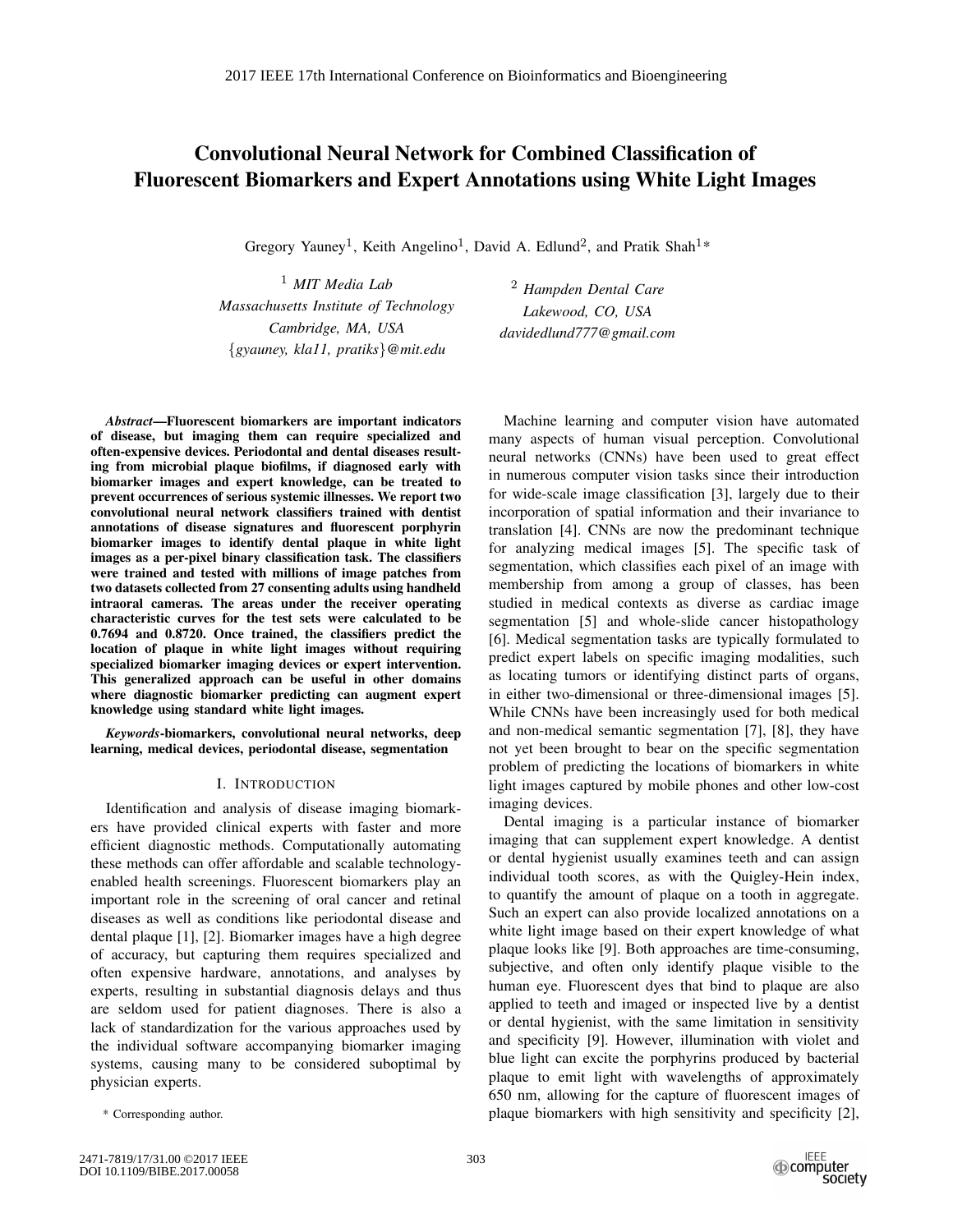# Convolutional Neural Network for Combined Classification of Fluorescent Biomarkers and Expert Annotations using White Light Images

Gregory Yauney[1], Keith Angelino[1], David A. Edlund[2], and Pratik Shah[1]*

[1] *MIT Media Lab*
*Massachusetts Institute of Technology*
*Cambridge, MA, USA*
*{gyauney, kla11, pratiks}@mit.edu*

[2] *Hampden Dental Care*
*Lakewood, CO, USA*
*davidedlund777@gmail.com*

***Abstract*—Fluorescent biomarkers are important indicators of disease, but imaging them can require specialized and often-expensive devices. Periodontal and dental diseases resulting from microbial plaque biofilms, if diagnosed early with biomarker images and expert knowledge, can be treated to prevent occurrences of serious systemic illnesses. We report two convolutional neural network classifiers trained with dentist annotations of disease signatures and fluorescent porphyrin biomarker images to identify dental plaque in white light images as a per-pixel binary classification task. The classifiers were trained and tested with millions of image patches from two datasets collected from 27 consenting adults using handheld intraoral cameras. The areas under the receiver operating characteristic curves for the test sets were calculated to be 0.7694 and 0.8720. Once trained, the classifiers predict the location of plaque in white light images without requiring specialized biomarker imaging devices or expert intervention. This generalized approach can be useful in other domains where diagnostic biomarker predicting can augment expert knowledge using standard white light images.**

***Keywords*-biomarkers, convolutional neural networks, deep learning, medical devices, periodontal disease, segmentation**

## I. Introduction

Identification and analysis of disease imaging biomarkers have provided clinical experts with faster and more efficient diagnostic methods. Computationally automating these methods can offer affordable and scalable technology-enabled health screenings. Fluorescent biomarkers play an important role in the screening of oral cancer and retinal diseases as well as conditions like periodontal disease and dental plaque [1], [2]. Biomarker images have a high degree of accuracy, but capturing them requires specialized and often expensive hardware, annotations, and analyses by experts, resulting in substantial diagnosis delays and thus are seldom used for patient diagnoses. There is also a lack of standardization for the various approaches used by the individual software accompanying biomarker imaging systems, causing many to be considered suboptimal by physician experts.

Machine learning and computer vision have automated many aspects of human visual perception. Convolutional neural networks (CNNs) have been used to great effect in numerous computer vision tasks since their introduction for wide-scale image classification [3], largely due to their incorporation of spatial information and their invariance to translation [4]. CNNs are now the predominant technique for analyzing medical images [5]. The specific task of segmentation, which classifies each pixel of an image with membership from among a group of classes, has been studied in medical contexts as diverse as cardiac image segmentation [5] and whole-slide cancer histopathology [6]. Medical segmentation tasks are typically formulated to predict expert labels on specific imaging modalities, such as locating tumors or identifying distinct parts of organs, in either two-dimensional or three-dimensional images [5]. While CNNs have been increasingly used for both medical and non-medical semantic segmentation [7], [8], they have not yet been brought to bear on the specific segmentation problem of predicting the locations of biomarkers in white light images captured by mobile phones and other low-cost imaging devices.

Dental imaging is a particular instance of biomarker imaging that can supplement expert knowledge. A dentist or dental hygienist usually examines teeth and can assign individual tooth scores, as with the Quigley-Hein index, to quantify the amount of plaque on a tooth in aggregate. Such an expert can also provide localized annotations on a white light image based on their expert knowledge of what plaque looks like [9]. Both approaches are time-consuming, subjective, and often only identify plaque visible to the human eye. Fluorescent dyes that bind to plaque are also applied to teeth and imaged or inspected live by a dentist or dental hygienist, with the same limitation in sensitivity and specificity [9]. However, illumination with violet and blue light can excite the porphyrins produced by bacterial plaque to emit light with wavelengths of approximately 650 nm, allowing for the capture of fluorescent images of plaque biomarkers with high sensitivity and specificity [2],

* Corresponding author.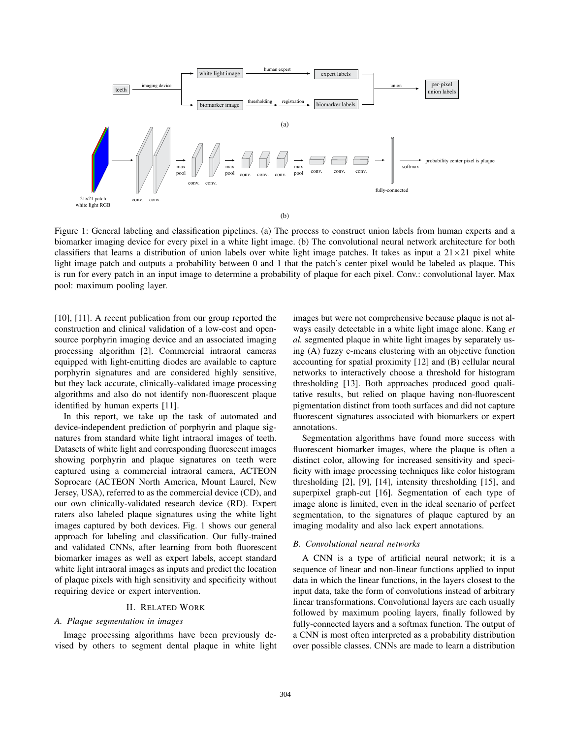Figure 1: General labeling and classification pipelines. (a) The process to construct union labels from human experts and a biomarker imaging device for every pixel in a white light image. (b) The convolutional neural network architecture for both classifiers that learns a distribution of union labels over white light image patches. It takes as input a 21×21 pixel white light image patch and outputs a probability between 0 and 1 that the patch's center pixel would be labeled as plaque. This is run for every patch in an input image to determine a probability of plaque for each pixel. Conv.: convolutional layer. Max pool: maximum pooling layer.

[10], [11]. A recent publication from our group reported the construction and clinical validation of a low-cost and open-source porphyrin imaging device and an associated imaging processing algorithm [2]. Commercial intraoral cameras equipped with light-emitting diodes are available to capture porphyrin signatures and are considered highly sensitive, but they lack accurate, clinically-validated image processing algorithms and also do not identify non-fluorescent plaque identified by human experts [11].

In this report, we take up the task of automated and device-independent prediction of porphyrin and plaque signatures from standard white light intraoral images of teeth. Datasets of white light and corresponding fluorescent images showing porphyrin and plaque signatures on teeth were captured using a commercial intraoral camera, ACTEON Soprocare (ACTEON North America, Mount Laurel, New Jersey, USA), referred to as the commercial device (CD), and our own clinically-validated research device (RD). Expert raters also labeled plaque signatures using the white light images captured by both devices. Fig. 1 shows our general approach for labeling and classification. Our fully-trained and validated CNNs, after learning from both fluorescent biomarker images as well as expert labels, accept standard white light intraoral images as inputs and predict the location of plaque pixels with high sensitivity and specificity without requiring device or expert intervention.

## II. Related Work

### A. Plaque segmentation in images

Image processing algorithms have been previously devised by others to segment dental plaque in white light images but were not comprehensive because plaque is not always easily detectable in a white light image alone. Kang *et al.* segmented plaque in white light images by separately using (A) fuzzy c-means clustering with an objective function accounting for spatial proximity [12] and (B) cellular neural networks to interactively choose a threshold for histogram thresholding [13]. Both approaches produced good qualitative results, but relied on plaque having non-fluorescent pigmentation distinct from tooth surfaces and did not capture fluorescent signatures associated with biomarkers or expert annotations.

Segmentation algorithms have found more success with fluorescent biomarker images, where the plaque is often a distinct color, allowing for increased sensitivity and specificity with image processing techniques like color histogram thresholding [2], [9], [14], intensity thresholding [15], and superpixel graph-cut [16]. Segmentation of each type of image alone is limited, even in the ideal scenario of perfect segmentation, to the signatures of plaque captured by an imaging modality and also lack expert annotations.

### B. Convolutional neural networks

A CNN is a type of artificial neural network; it is a sequence of linear and non-linear functions applied to input data in which the linear functions, in the layers closest to the input data, take the form of convolutions instead of arbitrary linear transformations. Convolutional layers are each usually followed by maximum pooling layers, finally followed by fully-connected layers and a softmax function. The output of a CNN is most often interpreted as a probability distribution over possible classes. CNNs are made to learn a distribution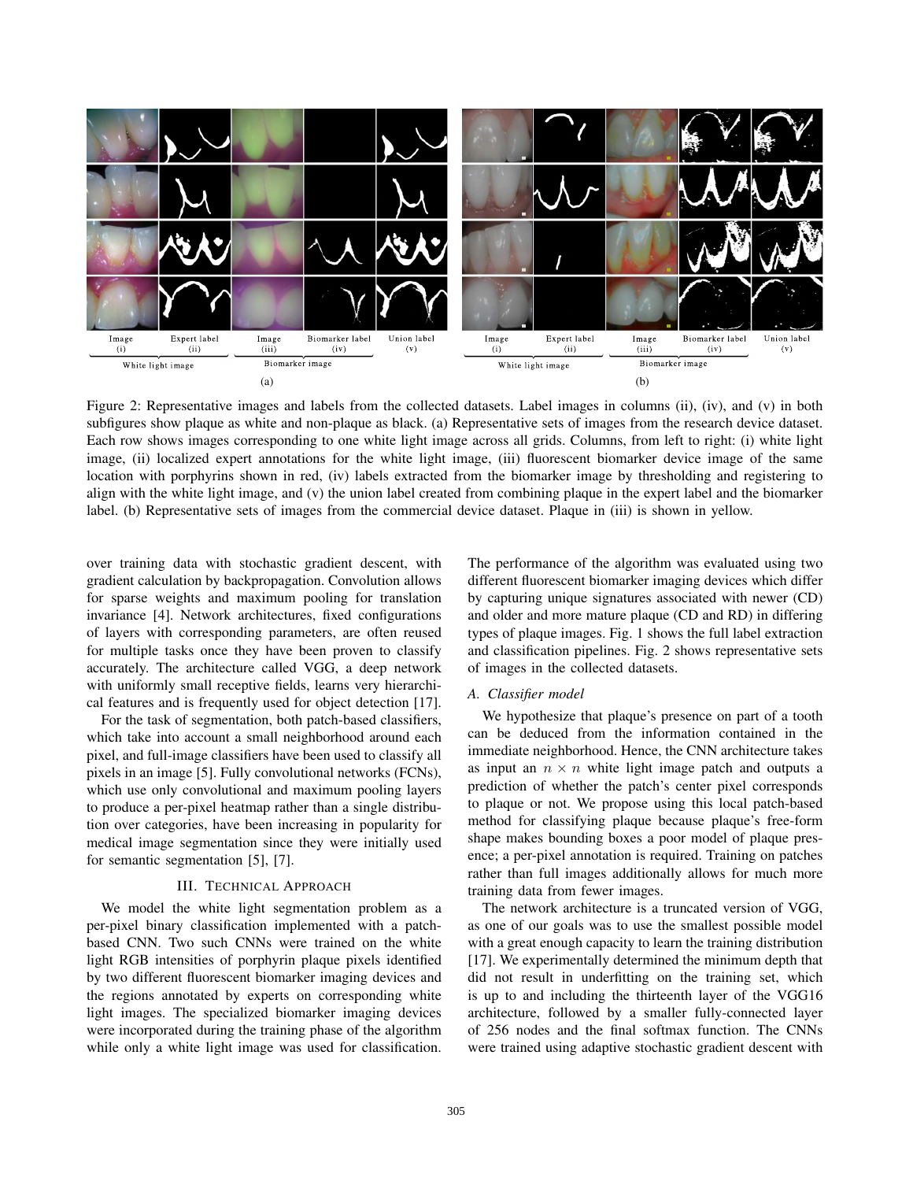Figure 2: Representative images and labels from the collected datasets. Label images in columns (ii), (iv), and (v) in both subfigures show plaque as white and non-plaque as black. (a) Representative sets of images from the research device dataset. Each row shows images corresponding to one white light image across all grids. Columns, from left to right: (i) white light image, (ii) localized expert annotations for the white light image, (iii) fluorescent biomarker device image of the same location with porphyrins shown in red, (iv) labels extracted from the biomarker image by thresholding and registering to align with the white light image, and (v) the union label created from combining plaque in the expert label and the biomarker label. (b) Representative sets of images from the commercial device dataset. Plaque in (iii) is shown in yellow.

over training data with stochastic gradient descent, with gradient calculation by backpropagation. Convolution allows for sparse weights and maximum pooling for translation invariance [4]. Network architectures, fixed configurations of layers with corresponding parameters, are often reused for multiple tasks once they have been proven to classify accurately. The architecture called VGG, a deep network with uniformly small receptive fields, learns very hierarchical features and is frequently used for object detection [17].

For the task of segmentation, both patch-based classifiers, which take into account a small neighborhood around each pixel, and full-image classifiers have been used to classify all pixels in an image [5]. Fully convolutional networks (FCNs), which use only convolutional and maximum pooling layers to produce a per-pixel heatmap rather than a single distribution over categories, have been increasing in popularity for medical image segmentation since they were initially used for semantic segmentation [5], [7].

## III. Technical Approach

We model the white light segmentation problem as a per-pixel binary classification implemented with a patch-based CNN. Two such CNNs were trained on the white light RGB intensities of porphyrin plaque pixels identified by two different fluorescent biomarker imaging devices and the regions annotated by experts on corresponding white light images. The specialized biomarker imaging devices were incorporated during the training phase of the algorithm while only a white light image was used for classification. The performance of the algorithm was evaluated using two different fluorescent biomarker imaging devices which differ by capturing unique signatures associated with newer (CD) and older and more mature plaque (CD and RD) in differing types of plaque images. Fig. 1 shows the full label extraction and classification pipelines. Fig. 2 shows representative sets of images in the collected datasets.

### *A. Classifier model*

We hypothesize that plaque's presence on part of a tooth can be deduced from the information contained in the immediate neighborhood. Hence, the CNN architecture takes as input an $n \times n$ white light image patch and outputs a prediction of whether the patch's center pixel corresponds to plaque or not. We propose using this local patch-based method for classifying plaque because plaque's free-form shape makes bounding boxes a poor model of plaque presence; a per-pixel annotation is required. Training on patches rather than full images additionally allows for much more training data from fewer images.

The network architecture is a truncated version of VGG, as one of our goals was to use the smallest possible model with a great enough capacity to learn the training distribution [17]. We experimentally determined the minimum depth that did not result in underfitting on the training set, which is up to and including the thirteenth layer of the VGG16 architecture, followed by a smaller fully-connected layer of 256 nodes and the final softmax function. The CNNs were trained using adaptive stochastic gradient descent with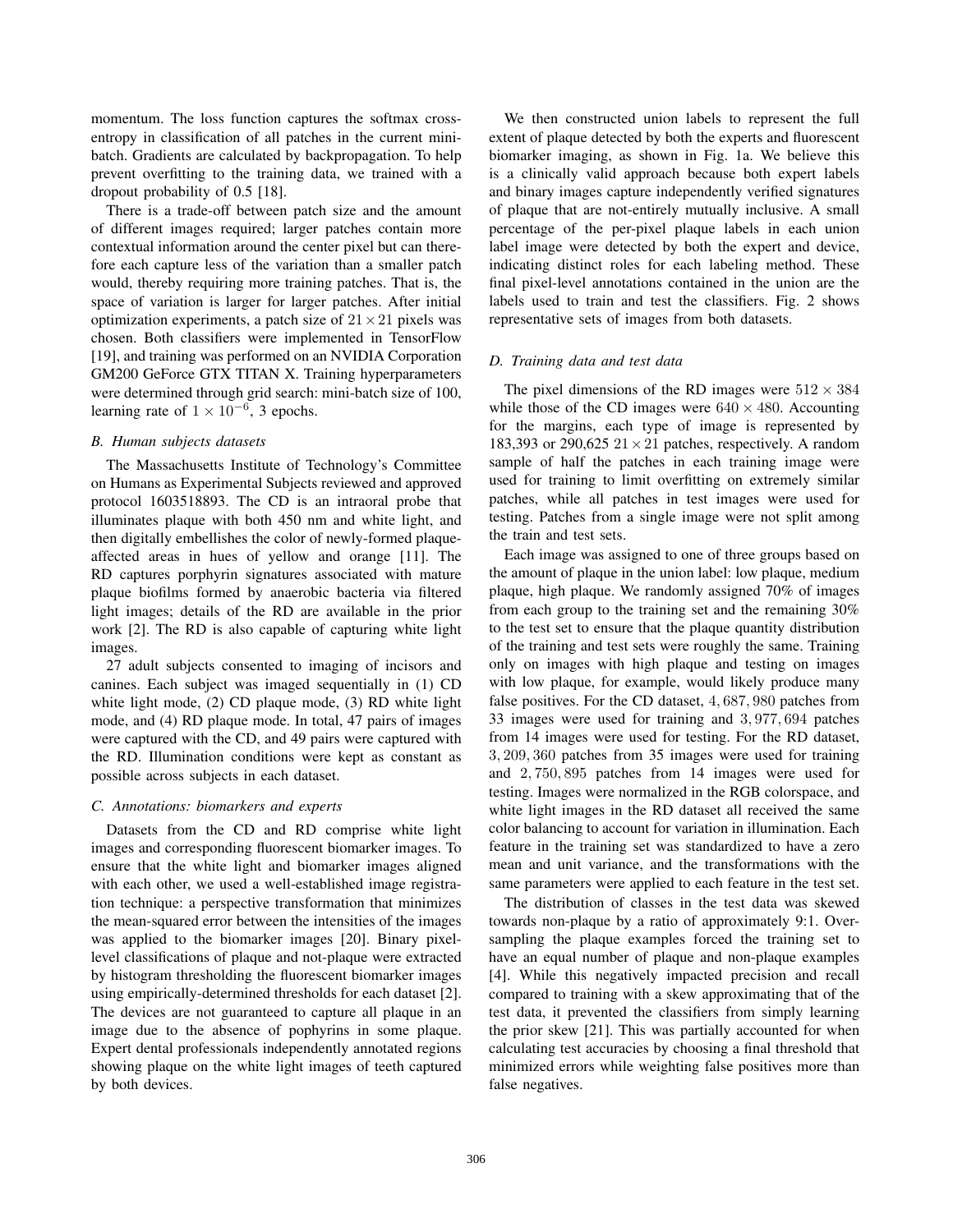momentum. The loss function captures the softmax cross-entropy in classification of all patches in the current mini-batch. Gradients are calculated by backpropagation. To help prevent overfitting to the training data, we trained with a dropout probability of 0.5 [18].

There is a trade-off between patch size and the amount of different images required; larger patches contain more contextual information around the center pixel but can therefore each capture less of the variation than a smaller patch would, thereby requiring more training patches. That is, the space of variation is larger for larger patches. After initial optimization experiments, a patch size of $21 \times 21$ pixels was chosen. Both classifiers were implemented in TensorFlow [19], and training was performed on an NVIDIA Corporation GM200 GeForce GTX TITAN X. Training hyperparameters were determined through grid search: mini-batch size of 100, learning rate of $1 \times 10^{-6}$, 3 epochs.

### B. Human subjects datasets

The Massachusetts Institute of Technology's Committee on Humans as Experimental Subjects reviewed and approved protocol 1603518893. The CD is an intraoral probe that illuminates plaque with both 450 nm and white light, and then digitally embellishes the color of newly-formed plaque-affected areas in hues of yellow and orange [11]. The RD captures porphyrin signatures associated with mature plaque biofilms formed by anaerobic bacteria via filtered light images; details of the RD are available in the prior work [2]. The RD is also capable of capturing white light images.

27 adult subjects consented to imaging of incisors and canines. Each subject was imaged sequentially in (1) CD white light mode, (2) CD plaque mode, (3) RD white light mode, and (4) RD plaque mode. In total, 47 pairs of images were captured with the CD, and 49 pairs were captured with the RD. Illumination conditions were kept as constant as possible across subjects in each dataset.

### C. Annotations: biomarkers and experts

Datasets from the CD and RD comprise white light images and corresponding fluorescent biomarker images. To ensure that the white light and biomarker images aligned with each other, we used a well-established image registration technique: a perspective transformation that minimizes the mean-squared error between the intensities of the images was applied to the biomarker images [20]. Binary pixel-level classifications of plaque and not-plaque were extracted by histogram thresholding the fluorescent biomarker images using empirically-determined thresholds for each dataset [2]. The devices are not guaranteed to capture all plaque in an image due to the absence of pophyrins in some plaque. Expert dental professionals independently annotated regions showing plaque on the white light images of teeth captured by both devices.

We then constructed union labels to represent the full extent of plaque detected by both the experts and fluorescent biomarker imaging, as shown in Fig. 1a. We believe this is a clinically valid approach because both expert labels and binary images capture independently verified signatures of plaque that are not-entirely mutually inclusive. A small percentage of the per-pixel plaque labels in each union label image were detected by both the expert and device, indicating distinct roles for each labeling method. These final pixel-level annotations contained in the union are the labels used to train and test the classifiers. Fig. 2 shows representative sets of images from both datasets.

### D. Training data and test data

The pixel dimensions of the RD images were $512 \times 384$ while those of the CD images were $640 \times 480$. Accounting for the margins, each type of image is represented by 183,393 or 290,625 $21 \times 21$ patches, respectively. A random sample of half the patches in each training image were used for training to limit overfitting on extremely similar patches, while all patches in test images were used for testing. Patches from a single image were not split among the train and test sets.

Each image was assigned to one of three groups based on the amount of plaque in the union label: low plaque, medium plaque, high plaque. We randomly assigned 70% of images from each group to the training set and the remaining 30% to the test set to ensure that the plaque quantity distribution of the training and test sets were roughly the same. Training only on images with high plaque and testing on images with low plaque, for example, would likely produce many false positives. For the CD dataset, $4,687,980$ patches from 33 images were used for training and $3,977,694$ patches from 14 images were used for testing. For the RD dataset, $3,209,360$ patches from 35 images were used for training and $2,750,895$ patches from 14 images were used for testing. Images were normalized in the RGB colorspace, and white light images in the RD dataset all received the same color balancing to account for variation in illumination. Each feature in the training set was standardized to have a zero mean and unit variance, and the transformations with the same parameters were applied to each feature in the test set.

The distribution of classes in the test data was skewed towards non-plaque by a ratio of approximately 9:1. Oversampling the plaque examples forced the training set to have an equal number of plaque and non-plaque examples [4]. While this negatively impacted precision and recall compared to training with a skew approximating that of the test data, it prevented the classifiers from simply learning the prior skew [21]. This was partially accounted for when calculating test accuracies by choosing a final threshold that minimized errors while weighting false positives more than false negatives.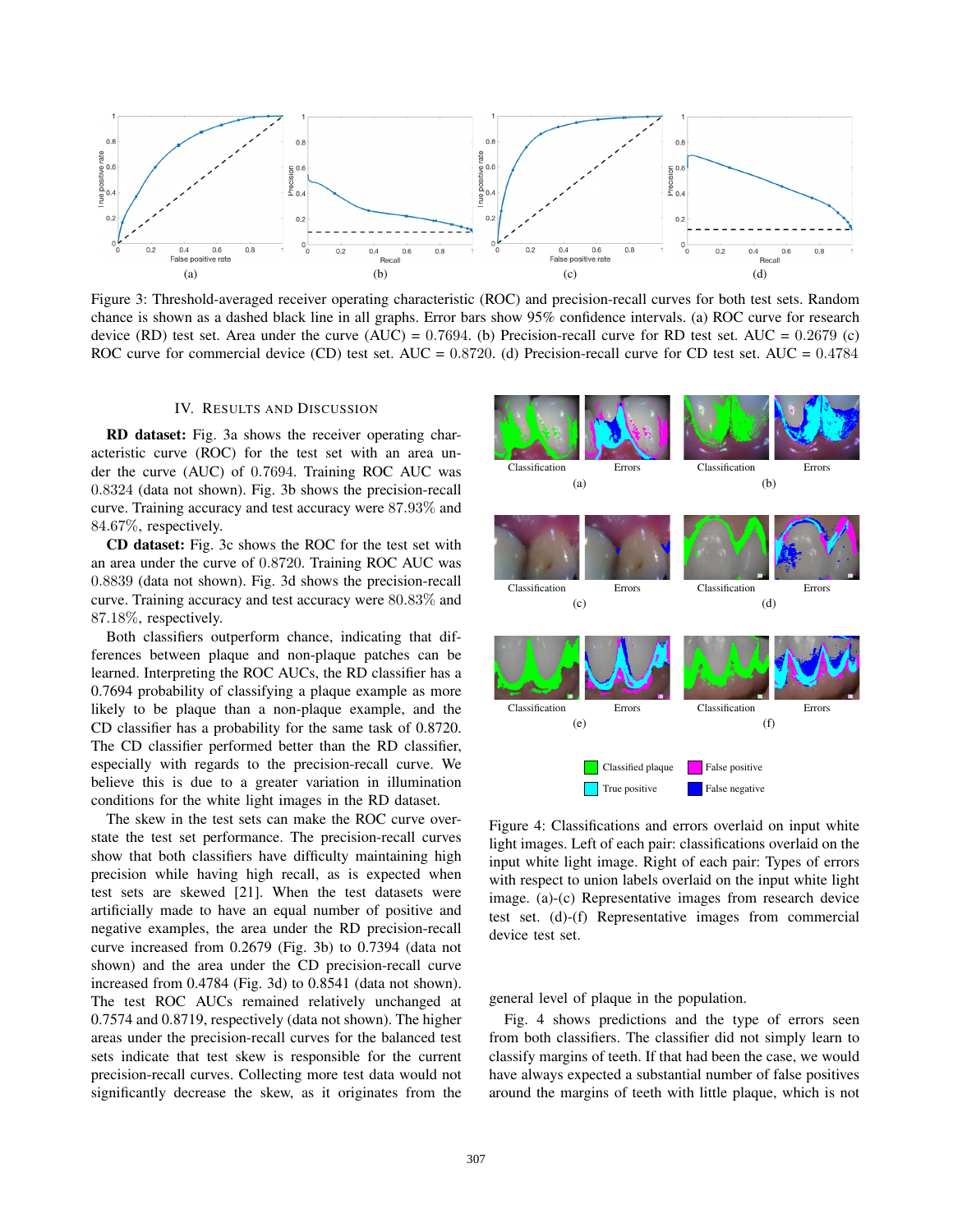Figure 3: Threshold-averaged receiver operating characteristic (ROC) and precision-recall curves for both test sets. Random chance is shown as a dashed black line in all graphs. Error bars show 95% confidence intervals. (a) ROC curve for research device (RD) test set. Area under the curve (AUC) = 0.7694. (b) Precision-recall curve for RD test set. AUC = 0.2679 (c) ROC curve for commercial device (CD) test set. AUC = 0.8720. (d) Precision-recall curve for CD test set. AUC = 0.4784

## IV. Results and Discussion

**RD dataset:** Fig. 3a shows the receiver operating characteristic curve (ROC) for the test set with an area under the curve (AUC) of 0.7694. Training ROC AUC was 0.8324 (data not shown). Fig. 3b shows the precision-recall curve. Training accuracy and test accuracy were 87.93% and 84.67%, respectively.

**CD dataset:** Fig. 3c shows the ROC for the test set with an area under the curve of 0.8720. Training ROC AUC was 0.8839 (data not shown). Fig. 3d shows the precision-recall curve. Training accuracy and test accuracy were 80.83% and 87.18%, respectively.

Both classifiers outperform chance, indicating that differences between plaque and non-plaque patches can be learned. Interpreting the ROC AUCs, the RD classifier has a 0.7694 probability of classifying a plaque example as more likely to be plaque than a non-plaque example, and the CD classifier has a probability for the same task of 0.8720. The CD classifier performed better than the RD classifier, especially with regards to the precision-recall curve. We believe this is due to a greater variation in illumination conditions for the white light images in the RD dataset.

The skew in the test sets can make the ROC curve overstate the test set performance. The precision-recall curves show that both classifiers have difficulty maintaining high precision while having high recall, as is expected when test sets are skewed [21]. When the test datasets were artificially made to have an equal number of positive and negative examples, the area under the RD precision-recall curve increased from 0.2679 (Fig. 3b) to 0.7394 (data not shown) and the area under the CD precision-recall curve increased from 0.4784 (Fig. 3d) to 0.8541 (data not shown). The test ROC AUCs remained relatively unchanged at 0.7574 and 0.8719, respectively (data not shown). The higher areas under the precision-recall curves for the balanced test sets indicate that test skew is responsible for the current precision-recall curves. Collecting more test data would not significantly decrease the skew, as it originates from the general level of plaque in the population.

Figure 4: Classifications and errors overlaid on input white light images. Left of each pair: classifications overlaid on the input white light image. Right of each pair: Types of errors with respect to union labels overlaid on the input white light image. (a)-(c) Representative images from research device test set. (d)-(f) Representative images from commercial device test set.

Fig. 4 shows predictions and the type of errors seen from both classifiers. The classifier did not simply learn to classify margins of teeth. If that had been the case, we would have always expected a substantial number of false positives around the margins of teeth with little plaque, which is not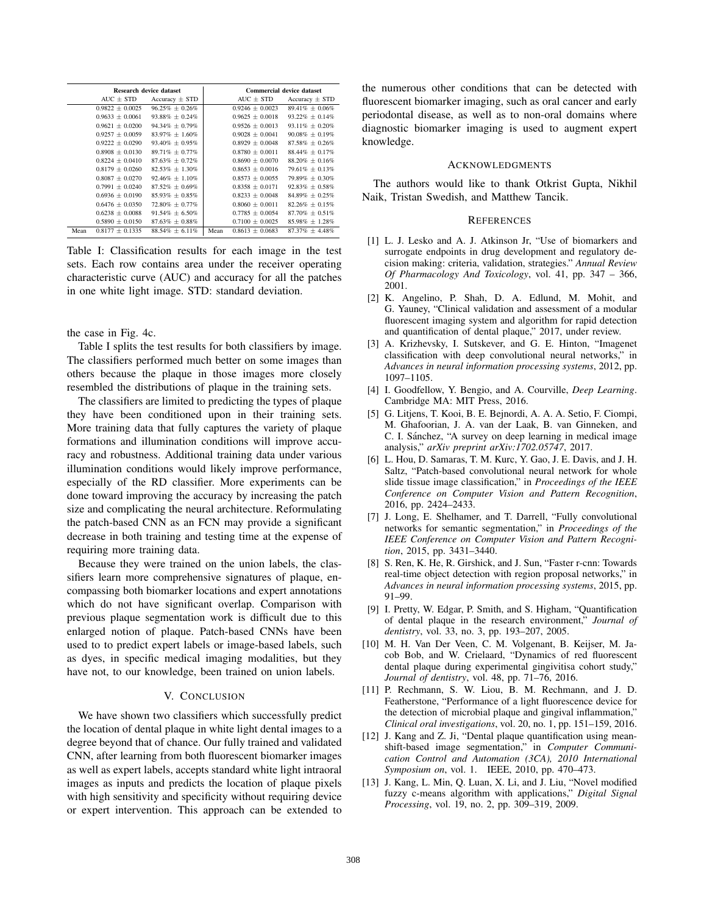| | Research device dataset | | | Commercial device dataset | |
|---|---|---|---|---|---|
| | AUC ± STD | Accuracy ± STD | | AUC ± STD | Accuracy ± STD |
| | 0.9822 ± 0.0025 | 96.25% ± 0.26% | | 0.9246 ± 0.0023 | 89.41% ± 0.06% |
| | 0.9633 ± 0.0061 | 93.88% ± 0.24% | | 0.9625 ± 0.0018 | 93.22% ± 0.14% |
| | 0.9621 ± 0.0200 | 94.34% ± 0.79% | | 0.9526 ± 0.0013 | 93.11% ± 0.20% |
| | 0.9257 ± 0.0059 | 83.97% ± 1.60% | | 0.9028 ± 0.0041 | 90.08% ± 0.19% |
| | 0.9222 ± 0.0290 | 93.40% ± 0.95% | | 0.8929 ± 0.0048 | 87.58% ± 0.26% |
| | 0.8908 ± 0.0130 | 89.71% ± 0.77% | | 0.8780 ± 0.0011 | 88.44% ± 0.17% |
| | 0.8224 ± 0.0410 | 87.63% ± 0.72% | | 0.8690 ± 0.0070 | 88.20% ± 0.16% |
| | 0.8179 ± 0.0260 | 82.53% ± 1.30% | | 0.8653 ± 0.0016 | 79.61% ± 0.13% |
| | 0.8087 ± 0.0270 | 92.46% ± 1.10% | | 0.8573 ± 0.0055 | 79.89% ± 0.30% |
| | 0.7991 ± 0.0240 | 87.52% ± 0.69% | | 0.8358 ± 0.0171 | 92.83% ± 0.58% |
| | 0.6936 ± 0.0190 | 85.93% ± 0.85% | | 0.8233 ± 0.0048 | 84.89% ± 0.25% |
| | 0.6476 ± 0.0350 | 72.80% ± 0.77% | | 0.8060 ± 0.0011 | 82.26% ± 0.15% |
| | 0.6238 ± 0.0088 | 91.54% ± 6.50% | | 0.7785 ± 0.0054 | 87.70% ± 0.51% |
| | 0.5890 ± 0.0150 | 87.63% ± 0.88% | | 0.7100 ± 0.0025 | 85.98% ± 1.28% |
| Mean | 0.8177 ± 0.1335 | 88.54% ± 6.11% | Mean | 0.8613 ± 0.0683 | 87.37% ± 4.48% |

Table I: Classification results for each image in the test sets. Each row contains area under the receiver operating characteristic curve (AUC) and accuracy for all the patches in one white light image. STD: standard deviation.

the case in Fig. 4c.

Table I splits the test results for both classifiers by image. The classifiers performed much better on some images than others because the plaque in those images more closely resembled the distributions of plaque in the training sets.

The classifiers are limited to predicting the types of plaque they have been conditioned upon in their training sets. More training data that fully captures the variety of plaque formations and illumination conditions will improve accuracy and robustness. Additional training data under various illumination conditions would likely improve performance, especially of the RD classifier. More experiments can be done toward improving the accuracy by increasing the patch size and complicating the neural architecture. Reformulating the patch-based CNN as an FCN may provide a significant decrease in both training and testing time at the expense of requiring more training data.

Because they were trained on the union labels, the classifiers learn more comprehensive signatures of plaque, encompassing both biomarker locations and expert annotations which do not have significant overlap. Comparison with previous plaque segmentation work is difficult due to this enlarged notion of plaque. Patch-based CNNs have been used to to predict expert labels or image-based labels, such as dyes, in specific medical imaging modalities, but they have not, to our knowledge, been trained on union labels.

## V. Conclusion

We have shown two classifiers which successfully predict the location of dental plaque in white light dental images to a degree beyond that of chance. Our fully trained and validated CNN, after learning from both fluorescent biomarker images as well as expert labels, accepts standard white light intraoral images as inputs and predicts the location of plaque pixels with high sensitivity and specificity without requiring device or expert intervention. This approach can be extended to the numerous other conditions that can be detected with fluorescent biomarker imaging, such as oral cancer and early periodontal disease, as well as to non-oral domains where diagnostic biomarker imaging is used to augment expert knowledge.

## Acknowledgments

The authors would like to thank Otkrist Gupta, Nikhil Naik, Tristan Swedish, and Matthew Tancik.

## References

[1] L. J. Lesko and A. J. Atkinson Jr, "Use of biomarkers and surrogate endpoints in drug development and regulatory decision making: criteria, validation, strategies." *Annual Review Of Pharmacology And Toxicology*, vol. 41, pp. 347 – 366, 2001.

[2] K. Angelino, P. Shah, D. A. Edlund, M. Mohit, and G. Yauney, "Clinical validation and assessment of a modular fluorescent imaging system and algorithm for rapid detection and quantification of dental plaque," 2017, under review.

[3] A. Krizhevsky, I. Sutskever, and G. E. Hinton, "Imagenet classification with deep convolutional neural networks," in *Advances in neural information processing systems*, 2012, pp. 1097–1105.

[4] I. Goodfellow, Y. Bengio, and A. Courville, *Deep Learning*. Cambridge MA: MIT Press, 2016.

[5] G. Litjens, T. Kooi, B. E. Bejnordi, A. A. A. Setio, F. Ciompi, M. Ghafoorian, J. A. van der Laak, B. van Ginneken, and C. I. Sánchez, "A survey on deep learning in medical image analysis," *arXiv preprint arXiv:1702.05747*, 2017.

[6] L. Hou, D. Samaras, T. M. Kurc, Y. Gao, J. E. Davis, and J. H. Saltz, "Patch-based convolutional neural network for whole slide tissue image classification," in *Proceedings of the IEEE Conference on Computer Vision and Pattern Recognition*, 2016, pp. 2424–2433.

[7] J. Long, E. Shelhamer, and T. Darrell, "Fully convolutional networks for semantic segmentation," in *Proceedings of the IEEE Conference on Computer Vision and Pattern Recognition*, 2015, pp. 3431–3440.

[8] S. Ren, K. He, R. Girshick, and J. Sun, "Faster r-cnn: Towards real-time object detection with region proposal networks," in *Advances in neural information processing systems*, 2015, pp. 91–99.

[9] I. Pretty, W. Edgar, P. Smith, and S. Higham, "Quantification of dental plaque in the research environment," *Journal of dentistry*, vol. 33, no. 3, pp. 193–207, 2005.

[10] M. H. Van Der Veen, C. M. Volgenant, B. Keijser, M. Jacob Bob, and W. Crielaard, "Dynamics of red fluorescent dental plaque during experimental gingivitisa cohort study," *Journal of dentistry*, vol. 48, pp. 71–76, 2016.

[11] P. Rechmann, S. W. Liou, B. M. Rechmann, and J. D. Featherstone, "Performance of a light fluorescence device for the detection of microbial plaque and gingival inflammation," *Clinical oral investigations*, vol. 20, no. 1, pp. 151–159, 2016.

[12] J. Kang and Z. Ji, "Dental plaque quantification using mean-shift-based image segmentation," in *Computer Communication Control and Automation (3CA), 2010 International Symposium on*, vol. 1. IEEE, 2010, pp. 470–473.

[13] J. Kang, L. Min, Q. Luan, X. Li, and J. Liu, "Novel modified fuzzy c-means algorithm with applications," *Digital Signal Processing*, vol. 19, no. 2, pp. 309–319, 2009.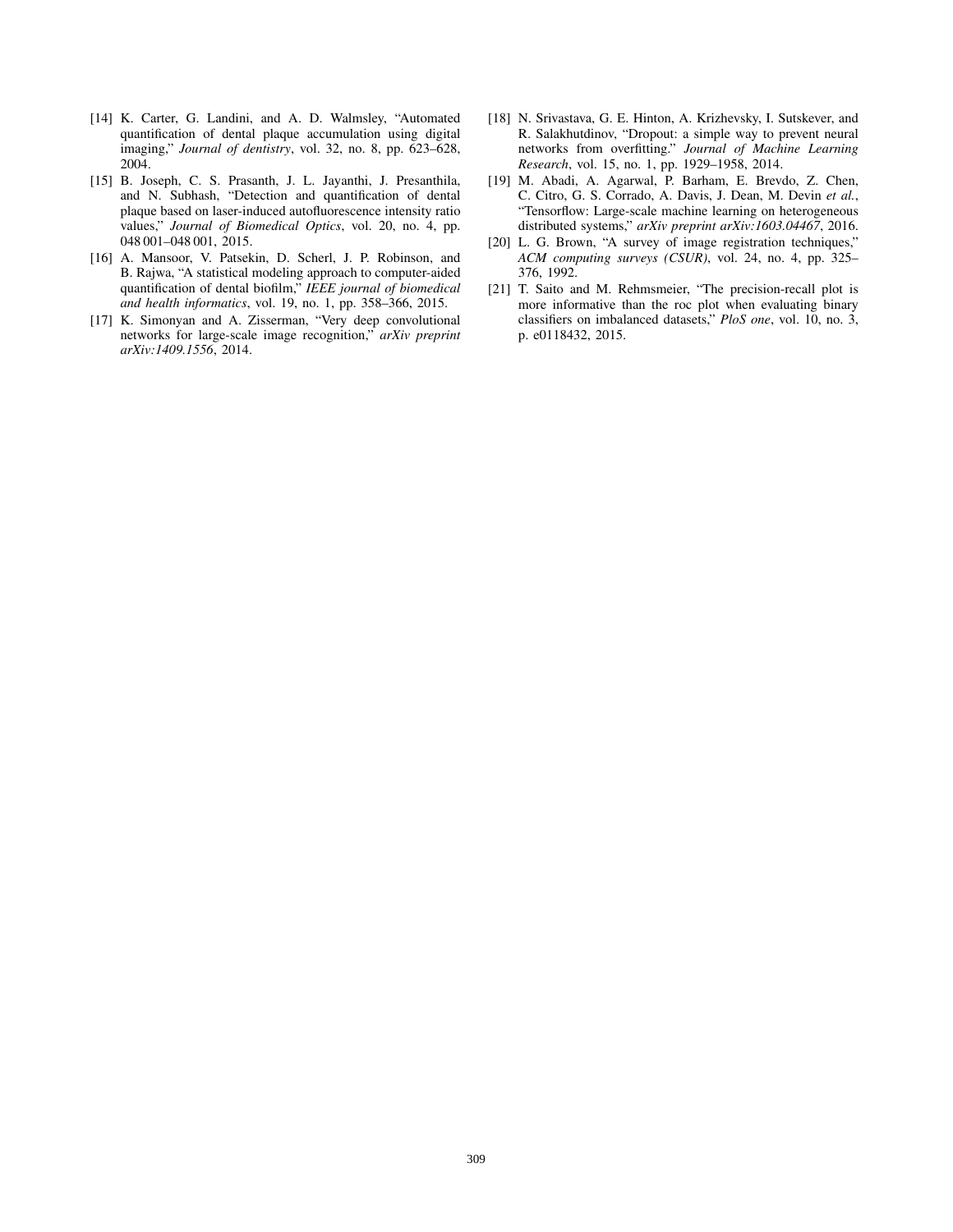[14] K. Carter, G. Landini, and A. D. Walmsley, "Automated quantification of dental plaque accumulation using digital imaging," *Journal of dentistry*, vol. 32, no. 8, pp. 623–628, 2004.

[15] B. Joseph, C. S. Prasanth, J. L. Jayanthi, J. Presanthila, and N. Subhash, "Detection and quantification of dental plaque based on laser-induced autofluorescence intensity ratio values," *Journal of Biomedical Optics*, vol. 20, no. 4, pp. 048 001–048 001, 2015.

[16] A. Mansoor, V. Patsekin, D. Scherl, J. P. Robinson, and B. Rajwa, "A statistical modeling approach to computer-aided quantification of dental biofilm," *IEEE journal of biomedical and health informatics*, vol. 19, no. 1, pp. 358–366, 2015.

[17] K. Simonyan and A. Zisserman, "Very deep convolutional networks for large-scale image recognition," *arXiv preprint arXiv:1409.1556*, 2014.

[18] N. Srivastava, G. E. Hinton, A. Krizhevsky, I. Sutskever, and R. Salakhutdinov, "Dropout: a simple way to prevent neural networks from overfitting." *Journal of Machine Learning Research*, vol. 15, no. 1, pp. 1929–1958, 2014.

[19] M. Abadi, A. Agarwal, P. Barham, E. Brevdo, Z. Chen, C. Citro, G. S. Corrado, A. Davis, J. Dean, M. Devin *et al.*, "Tensorflow: Large-scale machine learning on heterogeneous distributed systems," *arXiv preprint arXiv:1603.04467*, 2016.

[20] L. G. Brown, "A survey of image registration techniques," *ACM computing surveys (CSUR)*, vol. 24, no. 4, pp. 325–376, 1992.

[21] T. Saito and M. Rehmsmeier, "The precision-recall plot is more informative than the roc plot when evaluating binary classifiers on imbalanced datasets," *PloS one*, vol. 10, no. 3, p. e0118432, 2015.